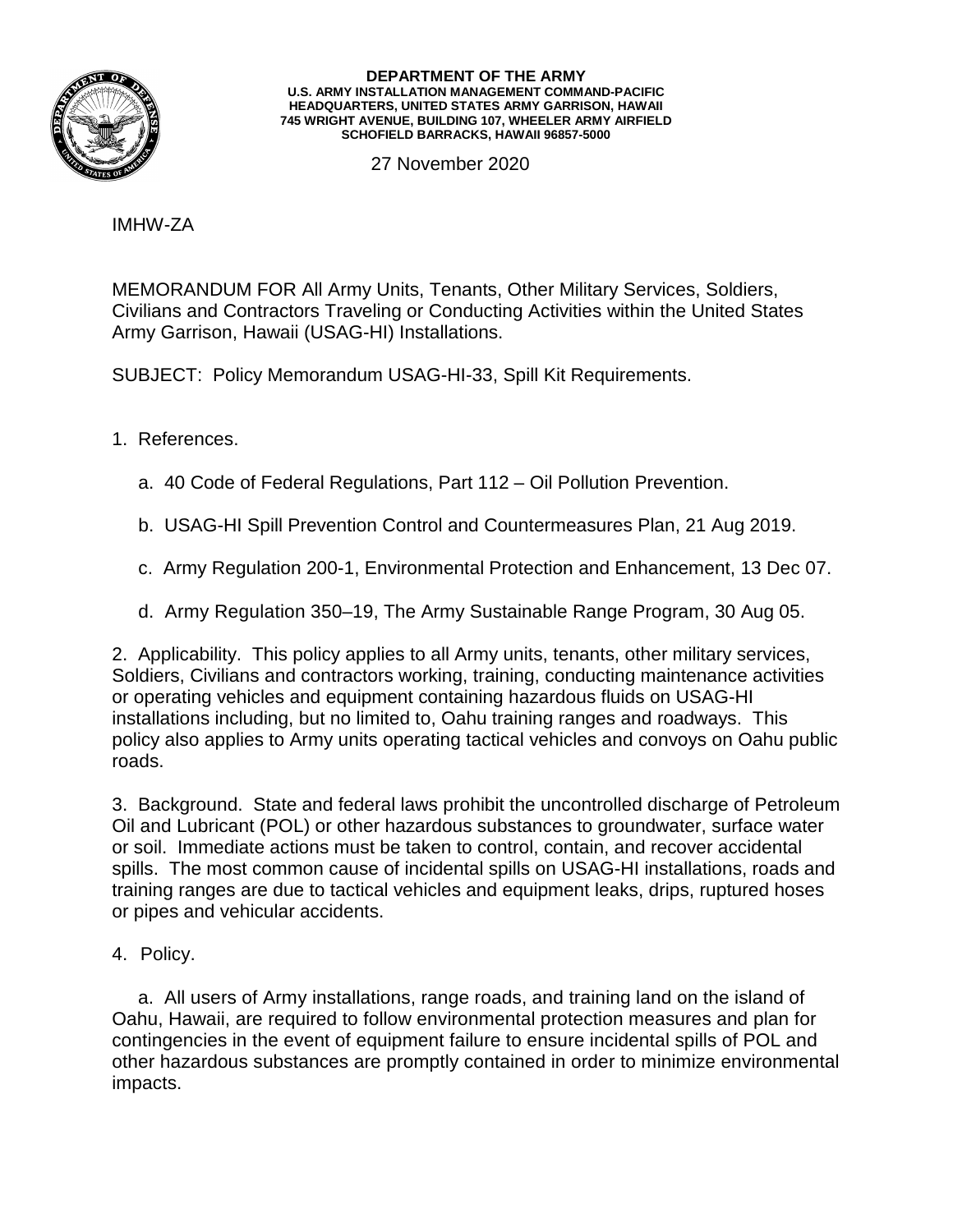**DEPARTMENT OF THE ARMY**
**U.S. ARMY INSTALLATION MANAGEMENT COMMAND-PACIFIC**
**HEADQUARTERS, UNITED STATES ARMY GARRISON, HAWAII**
**745 WRIGHT AVENUE, BUILDING 107, WHEELER ARMY AIRFIELD**
**SCHOFIELD BARRACKS, HAWAII 96857-5000**

27 November 2020

IMHW-ZA

MEMORANDUM FOR All Army Units, Tenants, Other Military Services, Soldiers, Civilians and Contractors Traveling or Conducting Activities within the United States Army Garrison, Hawaii (USAG-HI) Installations.

SUBJECT: Policy Memorandum USAG-HI-33, Spill Kit Requirements.

1. References.

   a. 40 Code of Federal Regulations, Part 112 – Oil Pollution Prevention.

   b. USAG-HI Spill Prevention Control and Countermeasures Plan, 21 Aug 2019.

   c. Army Regulation 200-1, Environmental Protection and Enhancement, 13 Dec 07.

   d. Army Regulation 350–19, The Army Sustainable Range Program, 30 Aug 05.

2. Applicability. This policy applies to all Army units, tenants, other military services, Soldiers, Civilians and contractors working, training, conducting maintenance activities or operating vehicles and equipment containing hazardous fluids on USAG-HI installations including, but no limited to, Oahu training ranges and roadways. This policy also applies to Army units operating tactical vehicles and convoys on Oahu public roads.

3. Background. State and federal laws prohibit the uncontrolled discharge of Petroleum Oil and Lubricant (POL) or other hazardous substances to groundwater, surface water or soil. Immediate actions must be taken to control, contain, and recover accidental spills. The most common cause of incidental spills on USAG-HI installations, roads and training ranges are due to tactical vehicles and equipment leaks, drips, ruptured hoses or pipes and vehicular accidents.

4. Policy.

   a. All users of Army installations, range roads, and training land on the island of Oahu, Hawaii, are required to follow environmental protection measures and plan for contingencies in the event of equipment failure to ensure incidental spills of POL and other hazardous substances are promptly contained in order to minimize environmental impacts.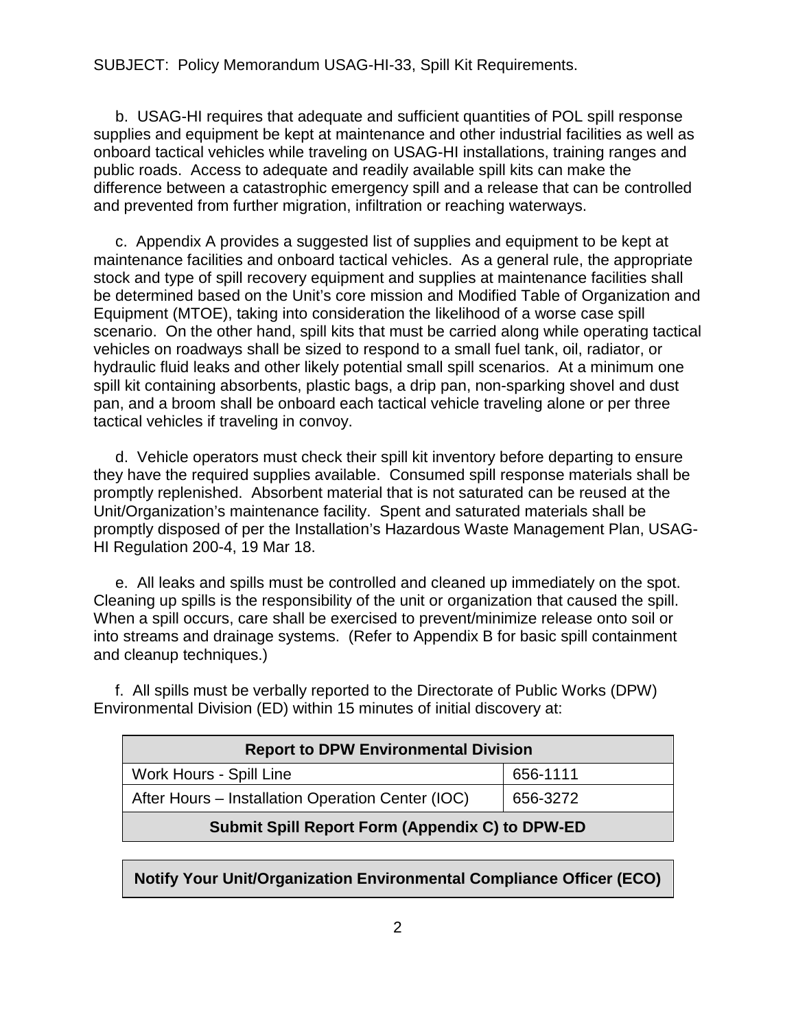SUBJECT: Policy Memorandum USAG-HI-33, Spill Kit Requirements.

b. USAG-HI requires that adequate and sufficient quantities of POL spill response supplies and equipment be kept at maintenance and other industrial facilities as well as onboard tactical vehicles while traveling on USAG-HI installations, training ranges and public roads. Access to adequate and readily available spill kits can make the difference between a catastrophic emergency spill and a release that can be controlled and prevented from further migration, infiltration or reaching waterways.

c. Appendix A provides a suggested list of supplies and equipment to be kept at maintenance facilities and onboard tactical vehicles. As a general rule, the appropriate stock and type of spill recovery equipment and supplies at maintenance facilities shall be determined based on the Unit's core mission and Modified Table of Organization and Equipment (MTOE), taking into consideration the likelihood of a worse case spill scenario. On the other hand, spill kits that must be carried along while operating tactical vehicles on roadways shall be sized to respond to a small fuel tank, oil, radiator, or hydraulic fluid leaks and other likely potential small spill scenarios. At a minimum one spill kit containing absorbents, plastic bags, a drip pan, non-sparking shovel and dust pan, and a broom shall be onboard each tactical vehicle traveling alone or per three tactical vehicles if traveling in convoy.

d. Vehicle operators must check their spill kit inventory before departing to ensure they have the required supplies available. Consumed spill response materials shall be promptly replenished. Absorbent material that is not saturated can be reused at the Unit/Organization's maintenance facility. Spent and saturated materials shall be promptly disposed of per the Installation's Hazardous Waste Management Plan, USAG-HI Regulation 200-4, 19 Mar 18.

e. All leaks and spills must be controlled and cleaned up immediately on the spot. Cleaning up spills is the responsibility of the unit or organization that caused the spill. When a spill occurs, care shall be exercised to prevent/minimize release onto soil or into streams and drainage systems. (Refer to Appendix B for basic spill containment and cleanup techniques.)

f. All spills must be verbally reported to the Directorate of Public Works (DPW) Environmental Division (ED) within 15 minutes of initial discovery at:

| **Report to DPW Environmental Division** | |
|---|---|
| Work Hours - Spill Line | 656-1111 |
| After Hours – Installation Operation Center (IOC) | 656-3272 |
| **Submit Spill Report Form (Appendix C) to DPW-ED** | |

**Notify Your Unit/Organization Environmental Compliance Officer (ECO)**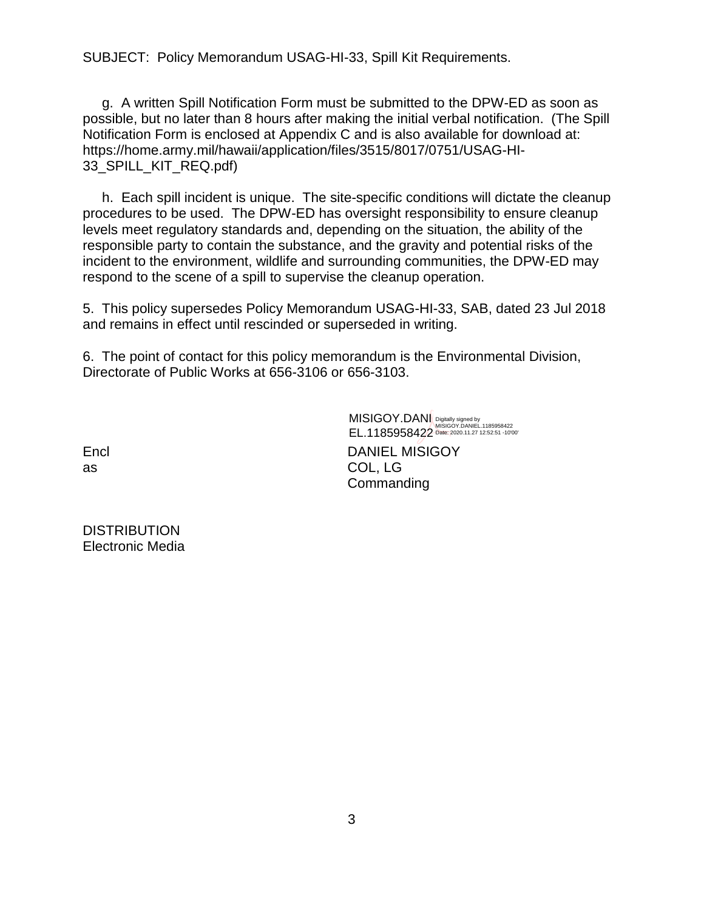SUBJECT: Policy Memorandum USAG-HI-33, Spill Kit Requirements.

g. A written Spill Notification Form must be submitted to the DPW-ED as soon as possible, but no later than 8 hours after making the initial verbal notification. (The Spill Notification Form is enclosed at Appendix C and is also available for download at: https://home.army.mil/hawaii/application/files/3515/8017/0751/USAG-HI-33_SPILL_KIT_REQ.pdf)

h. Each spill incident is unique. The site-specific conditions will dictate the cleanup procedures to be used. The DPW-ED has oversight responsibility to ensure cleanup levels meet regulatory standards and, depending on the situation, the ability of the responsible party to contain the substance, and the gravity and potential risks of the incident to the environment, wildlife and surrounding communities, the DPW-ED may respond to the scene of a spill to supervise the cleanup operation.

5. This policy supersedes Policy Memorandum USAG-HI-33, SAB, dated 23 Jul 2018 and remains in effect until rescinded or superseded in writing.

6. The point of contact for this policy memorandum is the Environmental Division, Directorate of Public Works at 656-3106 or 656-3103.

MISIGOY.DANIEL.1185958422
Digitally signed by MISIGOY.DANIEL.1185958422
Date: 2020.11.27 12:52:51 -10'00'

Encl
as

DANIEL MISIGOY
COL, LG
Commanding

DISTRIBUTION
Electronic Media